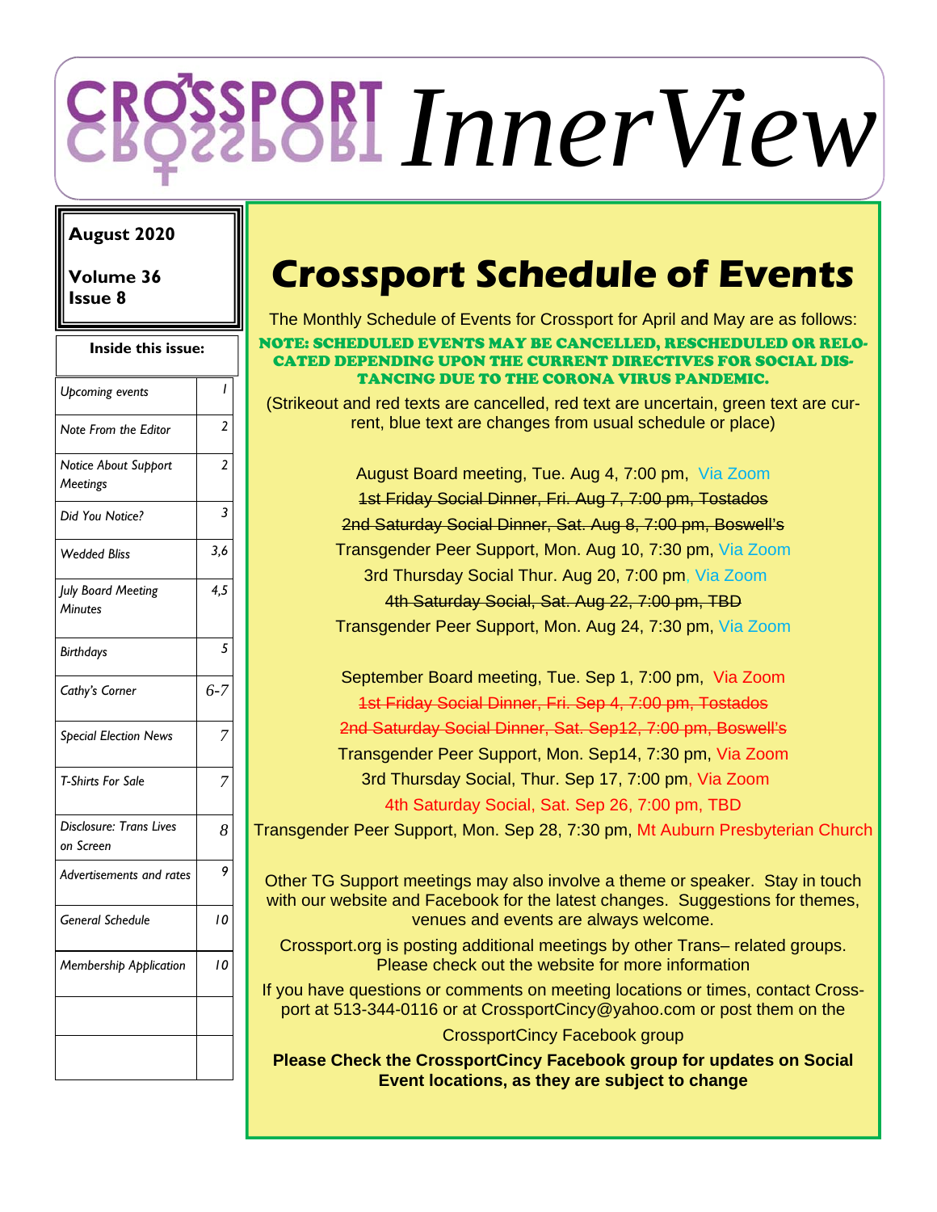# CROSSPORT InnerView

**August 2020**

**Volume 36**
**Issue 8**

**Inside this issue:**

| | |
|---|---|
| *Upcoming events* | *1* |
| *Note From the Editor* | *2* |
| *Notice About Support Meetings* | *2* |
| *Did You Notice?* | *3* |
| *Wedded Bliss* | *3,6* |
| *July Board Meeting Minutes* | *4,5* |
| *Birthdays* | *5* |
| *Cathy's Corner* | *6-7* |
| *Special Election News* | *7* |
| *T-Shirts For Sale* | *7* |
| *Disclosure: Trans Lives on Screen* | *8* |
| *Advertisements and rates* | *9* |
| *General Schedule* | *10* |
| *Membership Application* | *10* |

# Crossport Schedule of Events

The Monthly Schedule of Events for Crossport for April and May are as follows:

**NOTE: SCHEDULED EVENTS MAY BE CANCELLED, RESCHEDULED OR RELOCATED DEPENDING UPON THE CURRENT DIRECTIVES FOR SOCIAL DISTANCING DUE TO THE CORONA VIRUS PANDEMIC.**

(Strikeout and red texts are cancelled, red text are uncertain, green text are current, blue text are changes from usual schedule or place)

August Board meeting, Tue. Aug 4, 7:00 pm, Via Zoom

~~1st Friday Social Dinner, Fri. Aug 7, 7:00 pm, Tostados~~

~~2nd Saturday Social Dinner, Sat. Aug 8, 7:00 pm, Boswell's~~

Transgender Peer Support, Mon. Aug 10, 7:30 pm, Via Zoom

3rd Thursday Social Thur. Aug 20, 7:00 pm, Via Zoom

~~4th Saturday Social, Sat. Aug 22, 7:00 pm, TBD~~

Transgender Peer Support, Mon. Aug 24, 7:30 pm, Via Zoom

September Board meeting, Tue. Sep 1, 7:00 pm, Via Zoom

~~1st Friday Social Dinner, Fri. Sep 4, 7:00 pm, Tostados~~

~~2nd Saturday Social Dinner, Sat. Sep12, 7:00 pm, Boswell's~~

Transgender Peer Support, Mon. Sep14, 7:30 pm, Via Zoom

3rd Thursday Social, Thur. Sep 17, 7:00 pm, Via Zoom

4th Saturday Social, Sat. Sep 26, 7:00 pm, TBD

Transgender Peer Support, Mon. Sep 28, 7:30 pm, Mt Auburn Presbyterian Church

Other TG Support meetings may also involve a theme or speaker. Stay in touch with our website and Facebook for the latest changes. Suggestions for themes, venues and events are always welcome.

Crossport.org is posting additional meetings by other Trans– related groups. Please check out the website for more information

If you have questions or comments on meeting locations or times, contact Crossport at 513-344-0116 or at CrossportCincy@yahoo.com or post them on the CrossportCincy Facebook group

**Please Check the CrossportCincy Facebook group for updates on Social Event locations, as they are subject to change**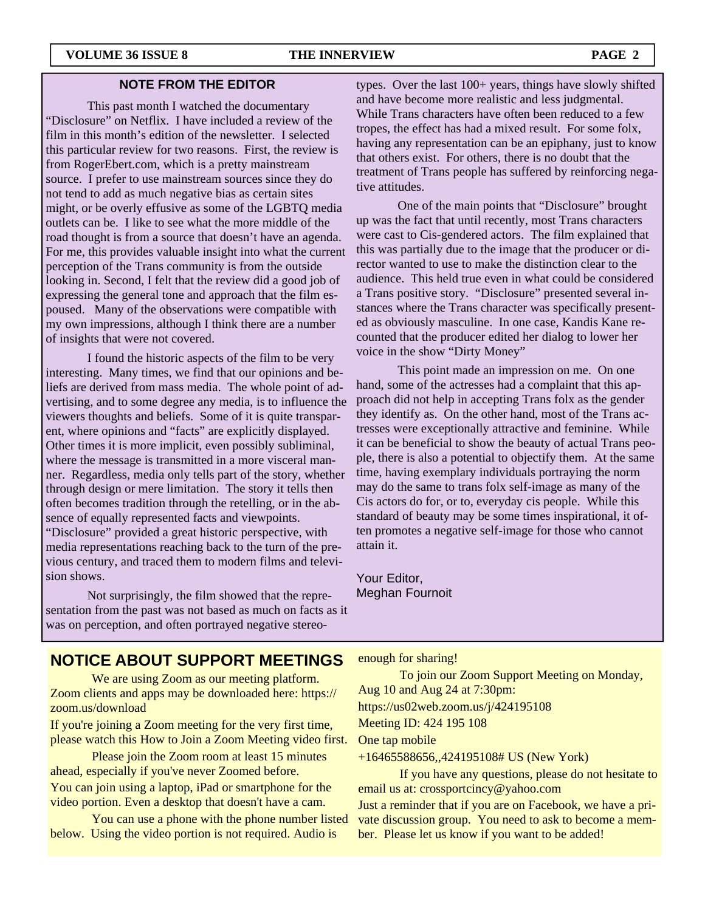## NOTE FROM THE EDITOR

This past month I watched the documentary "Disclosure" on Netflix. I have included a review of the film in this month's edition of the newsletter. I selected this particular review for two reasons. First, the review is from RogerEbert.com, which is a pretty mainstream source. I prefer to use mainstream sources since they do not tend to add as much negative bias as certain sites might, or be overly effusive as some of the LGBTQ media outlets can be. I like to see what the more middle of the road thought is from a source that doesn't have an agenda. For me, this provides valuable insight into what the current perception of the Trans community is from the outside looking in. Second, I felt that the review did a good job of expressing the general tone and approach that the film espoused. Many of the observations were compatible with my own impressions, although I think there are a number of insights that were not covered.

I found the historic aspects of the film to be very interesting. Many times, we find that our opinions and beliefs are derived from mass media. The whole point of advertising, and to some degree any media, is to influence the viewers thoughts and beliefs. Some of it is quite transparent, where opinions and "facts" are explicitly displayed. Other times it is more implicit, even possibly subliminal, where the message is transmitted in a more visceral manner. Regardless, media only tells part of the story, whether through design or mere limitation. The story it tells then often becomes tradition through the retelling, or in the absence of equally represented facts and viewpoints. "Disclosure" provided a great historic perspective, with media representations reaching back to the turn of the previous century, and traced them to modern films and television shows.

Not surprisingly, the film showed that the representation from the past was not based as much on facts as it was on perception, and often portrayed negative stereotypes. Over the last 100+ years, things have slowly shifted and have become more realistic and less judgmental. While Trans characters have often been reduced to a few tropes, the effect has had a mixed result. For some folx, having any representation can be an epiphany, just to know that others exist. For others, there is no doubt that the treatment of Trans people has suffered by reinforcing negative attitudes.

One of the main points that "Disclosure" brought up was the fact that until recently, most Trans characters were cast to Cis-gendered actors. The film explained that this was partially due to the image that the producer or director wanted to use to make the distinction clear to the audience. This held true even in what could be considered a Trans positive story. "Disclosure" presented several instances where the Trans character was specifically presented as obviously masculine. In one case, Kandis Kane recounted that the producer edited her dialog to lower her voice in the show "Dirty Money"

This point made an impression on me. On one hand, some of the actresses had a complaint that this approach did not help in accepting Trans folx as the gender they identify as. On the other hand, most of the Trans actresses were exceptionally attractive and feminine. While it can be beneficial to show the beauty of actual Trans people, there is also a potential to objectify them. At the same time, having exemplary individuals portraying the norm may do the same to trans folx self-image as many of the Cis actors do for, or to, everyday cis people. While this standard of beauty may be some times inspirational, it often promotes a negative self-image for those who cannot attain it.

Your Editor,
Meghan Fournoit

## NOTICE ABOUT SUPPORT MEETINGS

We are using Zoom as our meeting platform. Zoom clients and apps may be downloaded here: https://zoom.us/download

If you're joining a Zoom meeting for the very first time, please watch this How to Join a Zoom Meeting video first.

Please join the Zoom room at least 15 minutes ahead, especially if you've never Zoomed before.

You can join using a laptop, iPad or smartphone for the video portion. Even a desktop that doesn't have a cam.

You can use a phone with the phone number listed below. Using the video portion is not required. Audio is enough for sharing!

To join our Zoom Support Meeting on Monday, Aug 10 and Aug 24 at 7:30pm:

https://us02web.zoom.us/j/424195108

Meeting ID: 424 195 108

One tap mobile

+16465588656,,424195108# US (New York)

If you have any questions, please do not hesitate to email us at: crossportcincy@yahoo.com

Just a reminder that if you are on Facebook, we have a private discussion group. You need to ask to become a member. Please let us know if you want to be added!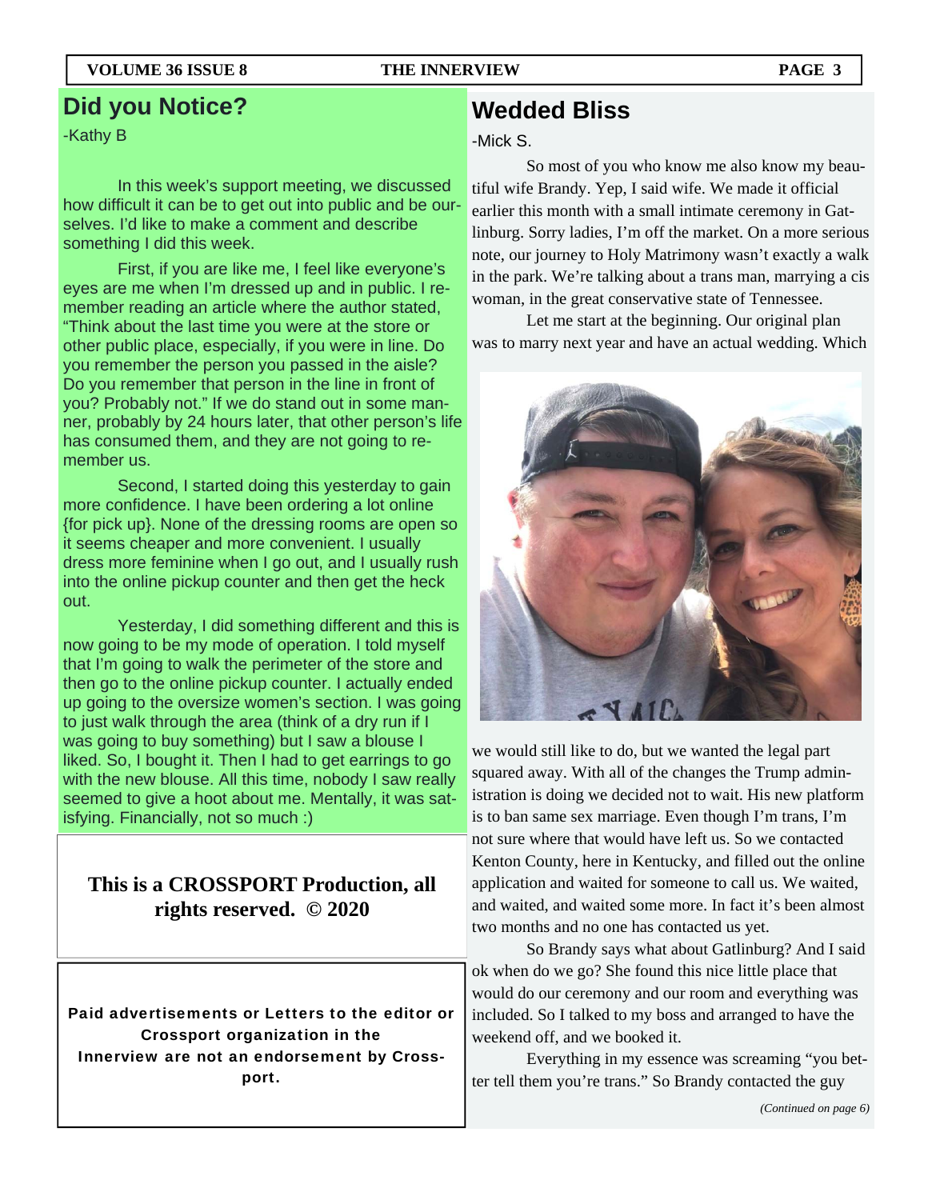## Did you Notice?

-Kathy B

In this week's support meeting, we discussed how difficult it can be to get out into public and be ourselves. I'd like to make a comment and describe something I did this week.

First, if you are like me, I feel like everyone's eyes are me when I'm dressed up and in public. I remember reading an article where the author stated, "Think about the last time you were at the store or other public place, especially, if you were in line. Do you remember the person you passed in the aisle? Do you remember that person in the line in front of you? Probably not." If we do stand out in some manner, probably by 24 hours later, that other person's life has consumed them, and they are not going to remember us.

Second, I started doing this yesterday to gain more confidence. I have been ordering a lot online {for pick up}. None of the dressing rooms are open so it seems cheaper and more convenient. I usually dress more feminine when I go out, and I usually rush into the online pickup counter and then get the heck out.

Yesterday, I did something different and this is now going to be my mode of operation. I told myself that I'm going to walk the perimeter of the store and then go to the online pickup counter. I actually ended up going to the oversize women's section. I was going to just walk through the area (think of a dry run if I was going to buy something) but I saw a blouse I liked. So, I bought it. Then I had to get earrings to go with the new blouse. All this time, nobody I saw really seemed to give a hoot about me. Mentally, it was satisfying. Financially, not so much :)

**This is a CROSSPORT Production, all rights reserved. © 2020**

**Paid advertisements or Letters to the editor or Crossport organization in the Innerview are not an endorsement by Crossport.**

## Wedded Bliss

-Mick S.

So most of you who know me also know my beautiful wife Brandy. Yep, I said wife. We made it official earlier this month with a small intimate ceremony in Gatlinburg. Sorry ladies, I'm off the market. On a more serious note, our journey to Holy Matrimony wasn't exactly a walk in the park. We're talking about a trans man, marrying a cis woman, in the great conservative state of Tennessee.

Let me start at the beginning. Our original plan was to marry next year and have an actual wedding. Which we would still like to do, but we wanted the legal part squared away. With all of the changes the Trump administration is doing we decided not to wait. His new platform is to ban same sex marriage. Even though I'm trans, I'm not sure where that would have left us. So we contacted Kenton County, here in Kentucky, and filled out the online application and waited for someone to call us. We waited, and waited, and waited some more. In fact it's been almost two months and no one has contacted us yet.

So Brandy says what about Gatlinburg? And I said ok when do we go? She found this nice little place that would do our ceremony and our room and everything was included. So I talked to my boss and arranged to have the weekend off, and we booked it.

Everything in my essence was screaming "you better tell them you're trans." So Brandy contacted the guy

*(Continued on page 6)*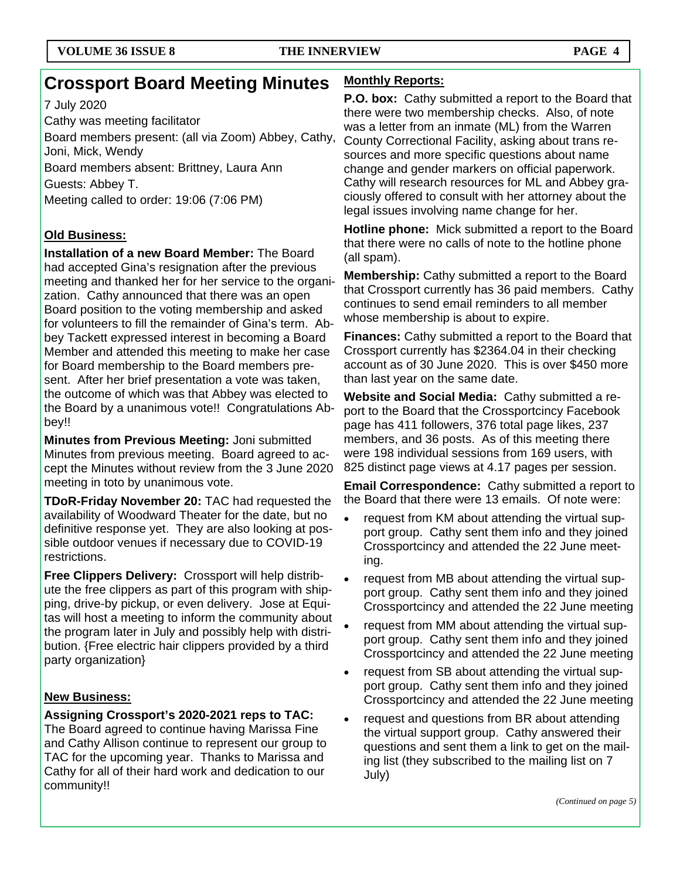# Crossport Board Meeting Minutes

7 July 2020

Cathy was meeting facilitator

Board members present: (all via Zoom) Abbey, Cathy, Joni, Mick, Wendy

Board members absent: Brittney, Laura Ann

Guests: Abbey T.

Meeting called to order: 19:06 (7:06 PM)

## Old Business:

**Installation of a new Board Member:** The Board had accepted Gina's resignation after the previous meeting and thanked her for her service to the organization. Cathy announced that there was an open Board position to the voting membership and asked for volunteers to fill the remainder of Gina's term. Abbey Tackett expressed interest in becoming a Board Member and attended this meeting to make her case for Board membership to the Board members present. After her brief presentation a vote was taken, the outcome of which was that Abbey was elected to the Board by a unanimous vote!! Congratulations Abbey!!

**Minutes from Previous Meeting:** Joni submitted Minutes from previous meeting. Board agreed to accept the Minutes without review from the 3 June 2020 meeting in toto by unanimous vote.

**TDoR-Friday November 20:** TAC had requested the availability of Woodward Theater for the date, but no definitive response yet. They are also looking at possible outdoor venues if necessary due to COVID-19 restrictions.

**Free Clippers Delivery:** Crossport will help distribute the free clippers as part of this program with shipping, drive-by pickup, or even delivery. Jose at Equitas will host a meeting to inform the community about the program later in July and possibly help with distribution. {Free electric hair clippers provided by a third party organization}

## New Business:

**Assigning Crossport's 2020-2021 reps to TAC:** The Board agreed to continue having Marissa Fine and Cathy Allison continue to represent our group to TAC for the upcoming year. Thanks to Marissa and Cathy for all of their hard work and dedication to our community!!

## Monthly Reports:

**P.O. box:** Cathy submitted a report to the Board that there were two membership checks. Also, of note was a letter from an inmate (ML) from the Warren County Correctional Facility, asking about trans resources and more specific questions about name change and gender markers on official paperwork. Cathy will research resources for ML and Abbey graciously offered to consult with her attorney about the legal issues involving name change for her.

**Hotline phone:** Mick submitted a report to the Board that there were no calls of note to the hotline phone (all spam).

**Membership:** Cathy submitted a report to the Board that Crossport currently has 36 paid members. Cathy continues to send email reminders to all member whose membership is about to expire.

**Finances:** Cathy submitted a report to the Board that Crossport currently has $2364.04 in their checking account as of 30 June 2020. This is over $450 more than last year on the same date.

**Website and Social Media:** Cathy submitted a report to the Board that the Crossportcincy Facebook page has 411 followers, 376 total page likes, 237 members, and 36 posts. As of this meeting there were 198 individual sessions from 169 users, with 825 distinct page views at 4.17 pages per session.

**Email Correspondence:** Cathy submitted a report to the Board that there were 13 emails. Of note were:

- request from KM about attending the virtual support group. Cathy sent them info and they joined Crossportcincy and attended the 22 June meeting.
- request from MB about attending the virtual support group. Cathy sent them info and they joined Crossportcincy and attended the 22 June meeting
- request from MM about attending the virtual support group. Cathy sent them info and they joined Crossportcincy and attended the 22 June meeting
- request from SB about attending the virtual support group. Cathy sent them info and they joined Crossportcincy and attended the 22 June meeting
- request and questions from BR about attending the virtual support group. Cathy answered their questions and sent them a link to get on the mailing list (they subscribed to the mailing list on 7 July)

*(Continued on page 5)*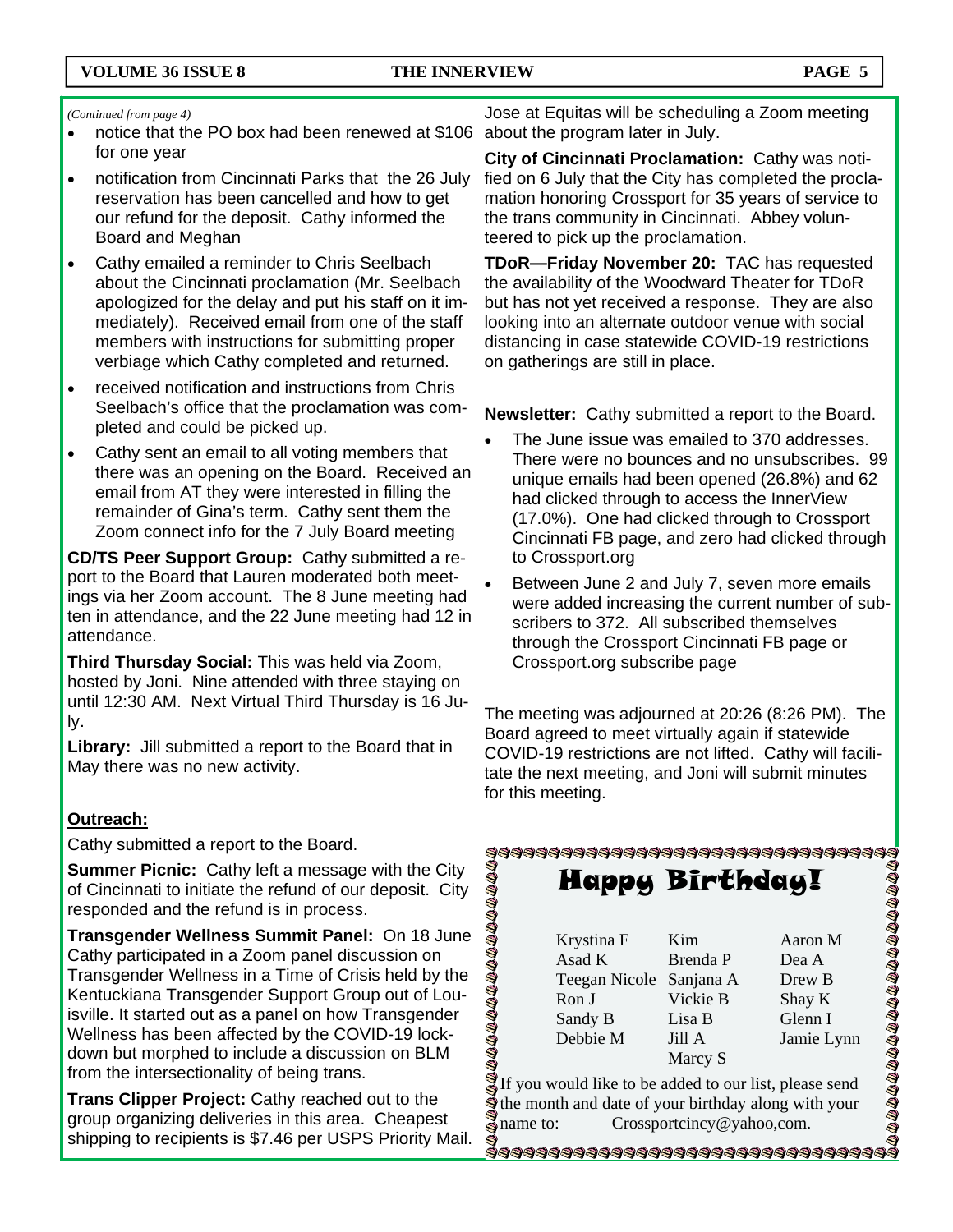*(Continued from page 4)*

- notice that the PO box had been renewed at $106 for one year
- notification from Cincinnati Parks that the 26 July reservation has been cancelled and how to get our refund for the deposit. Cathy informed the Board and Meghan
- Cathy emailed a reminder to Chris Seelbach about the Cincinnati proclamation (Mr. Seelbach apologized for the delay and put his staff on it immediately). Received email from one of the staff members with instructions for submitting proper verbiage which Cathy completed and returned.
- received notification and instructions from Chris Seelbach's office that the proclamation was completed and could be picked up.
- Cathy sent an email to all voting members that there was an opening on the Board. Received an email from AT they were interested in filling the remainder of Gina's term. Cathy sent them the Zoom connect info for the 7 July Board meeting

**CD/TS Peer Support Group:** Cathy submitted a report to the Board that Lauren moderated both meetings via her Zoom account. The 8 June meeting had ten in attendance, and the 22 June meeting had 12 in attendance.

**Third Thursday Social:** This was held via Zoom, hosted by Joni. Nine attended with three staying on until 12:30 AM. Next Virtual Third Thursday is 16 July.

**Library:** Jill submitted a report to the Board that in May there was no new activity.

**Outreach:**

Cathy submitted a report to the Board.

**Summer Picnic:** Cathy left a message with the City of Cincinnati to initiate the refund of our deposit. City responded and the refund is in process.

**Transgender Wellness Summit Panel:** On 18 June Cathy participated in a Zoom panel discussion on Transgender Wellness in a Time of Crisis held by the Kentuckiana Transgender Support Group out of Louisville. It started out as a panel on how Transgender Wellness has been affected by the COVID-19 lockdown but morphed to include a discussion on BLM from the intersectionality of being trans.

**Trans Clipper Project:** Cathy reached out to the group organizing deliveries in this area. Cheapest shipping to recipients is $7.46 per USPS Priority Mail. Jose at Equitas will be scheduling a Zoom meeting about the program later in July.

**City of Cincinnati Proclamation:** Cathy was notified on 6 July that the City has completed the proclamation honoring Crossport for 35 years of service to the trans community in Cincinnati. Abbey volunteered to pick up the proclamation.

**TDoR—Friday November 20:** TAC has requested the availability of the Woodward Theater for TDoR but has not yet received a response. They are also looking into an alternate outdoor venue with social distancing in case statewide COVID-19 restrictions on gatherings are still in place.

**Newsletter:** Cathy submitted a report to the Board.

- The June issue was emailed to 370 addresses. There were no bounces and no unsubscribes. 99 unique emails had been opened (26.8%) and 62 had clicked through to access the InnerView (17.0%). One had clicked through to Crossport Cincinnati FB page, and zero had clicked through to Crossport.org
- Between June 2 and July 7, seven more emails were added increasing the current number of subscribers to 372. All subscribed themselves through the Crossport Cincinnati FB page or Crossport.org subscribe page

The meeting was adjourned at 20:26 (8:26 PM). The Board agreed to meet virtually again if statewide COVID-19 restrictions are not lifted. Cathy will facilitate the next meeting, and Joni will submit minutes for this meeting.

## Happy Birthday!

| | | |
|---|---|---|
| Krystina F | Kim | Aaron M |
| Asad K | Brenda P | Dea A |
| Teegan Nicole | Sanjana A | Drew B |
| Ron J | Vickie B | Shay K |
| Sandy B | Lisa B | Glenn I |
| Debbie M | Jill A | Jamie Lynn |
| | Marcy S | |

If you would like to be added to our list, please send the month and date of your birthday along with your name to: Crossportcincy@yahoo,com.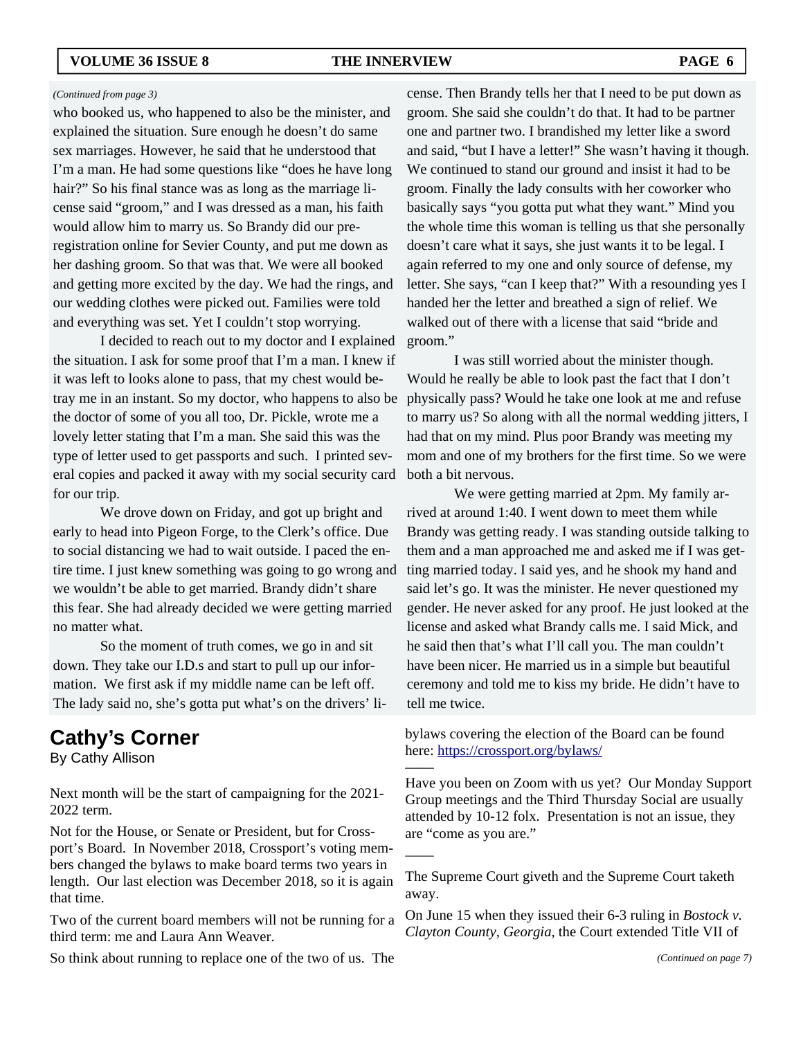*(Continued from page 3)*

who booked us, who happened to also be the minister, and explained the situation. Sure enough he doesn't do same sex marriages. However, he said that he understood that I'm a man. He had some questions like "does he have long hair?" So his final stance was as long as the marriage license said "groom," and I was dressed as a man, his faith would allow him to marry us. So Brandy did our pre-registration online for Sevier County, and put me down as her dashing groom. So that was that. We were all booked and getting more excited by the day. We had the rings, and our wedding clothes were picked out. Families were told and everything was set. Yet I couldn't stop worrying.

I decided to reach out to my doctor and I explained the situation. I ask for some proof that I'm a man. I knew if it was left to looks alone to pass, that my chest would betray me in an instant. So my doctor, who happens to also be the doctor of some of you all too, Dr. Pickle, wrote me a lovely letter stating that I'm a man. She said this was the type of letter used to get passports and such. I printed several copies and packed it away with my social security card for our trip.

We drove down on Friday, and got up bright and early to head into Pigeon Forge, to the Clerk's office. Due to social distancing we had to wait outside. I paced the entire time. I just knew something was going to go wrong and we wouldn't be able to get married. Brandy didn't share this fear. She had already decided we were getting married no matter what.

So the moment of truth comes, we go in and sit down. They take our I.D.s and start to pull up our information. We first ask if my middle name can be left off. The lady said no, she's gotta put what's on the drivers' license. Then Brandy tells her that I need to be put down as groom. She said she couldn't do that. It had to be partner one and partner two. I brandished my letter like a sword and said, "but I have a letter!" She wasn't having it though. We continued to stand our ground and insist it had to be groom. Finally the lady consults with her coworker who basically says "you gotta put what they want." Mind you the whole time this woman is telling us that she personally doesn't care what it says, she just wants it to be legal. I again referred to my one and only source of defense, my letter. She says, "can I keep that?" With a resounding yes I handed her the letter and breathed a sign of relief. We walked out of there with a license that said "bride and groom."

I was still worried about the minister though. Would he really be able to look past the fact that I don't physically pass? Would he take one look at me and refuse to marry us? So along with all the normal wedding jitters, I had that on my mind. Plus poor Brandy was meeting my mom and one of my brothers for the first time. So we were both a bit nervous.

We were getting married at 2pm. My family arrived at around 1:40. I went down to meet them while Brandy was getting ready. I was standing outside talking to them and a man approached me and asked me if I was getting married today. I said yes, and he shook my hand and said let's go. It was the minister. He never questioned my gender. He never asked for any proof. He just looked at the license and asked what Brandy calls me. I said Mick, and he said then that's what I'll call you. The man couldn't have been nicer. He married us in a simple but beautiful ceremony and told me to kiss my bride. He didn't have to tell me twice.

## Cathy's Corner

By Cathy Allison

Next month will be the start of campaigning for the 2021-2022 term.

Not for the House, or Senate or President, but for Crossport's Board. In November 2018, Crossport's voting members changed the bylaws to make board terms two years in length. Our last election was December 2018, so it is again that time.

Two of the current board members will not be running for a third term: me and Laura Ann Weaver.

So think about running to replace one of the two of us. The bylaws covering the election of the Board can be found here: https://crossport.org/bylaws/

——

Have you been on Zoom with us yet? Our Monday Support Group meetings and the Third Thursday Social are usually attended by 10-12 folx. Presentation is not an issue, they are "come as you are."

——

The Supreme Court giveth and the Supreme Court taketh away.

On June 15 when they issued their 6-3 ruling in *Bostock v. Clayton County, Georgia*, the Court extended Title VII of

*(Continued on page 7)*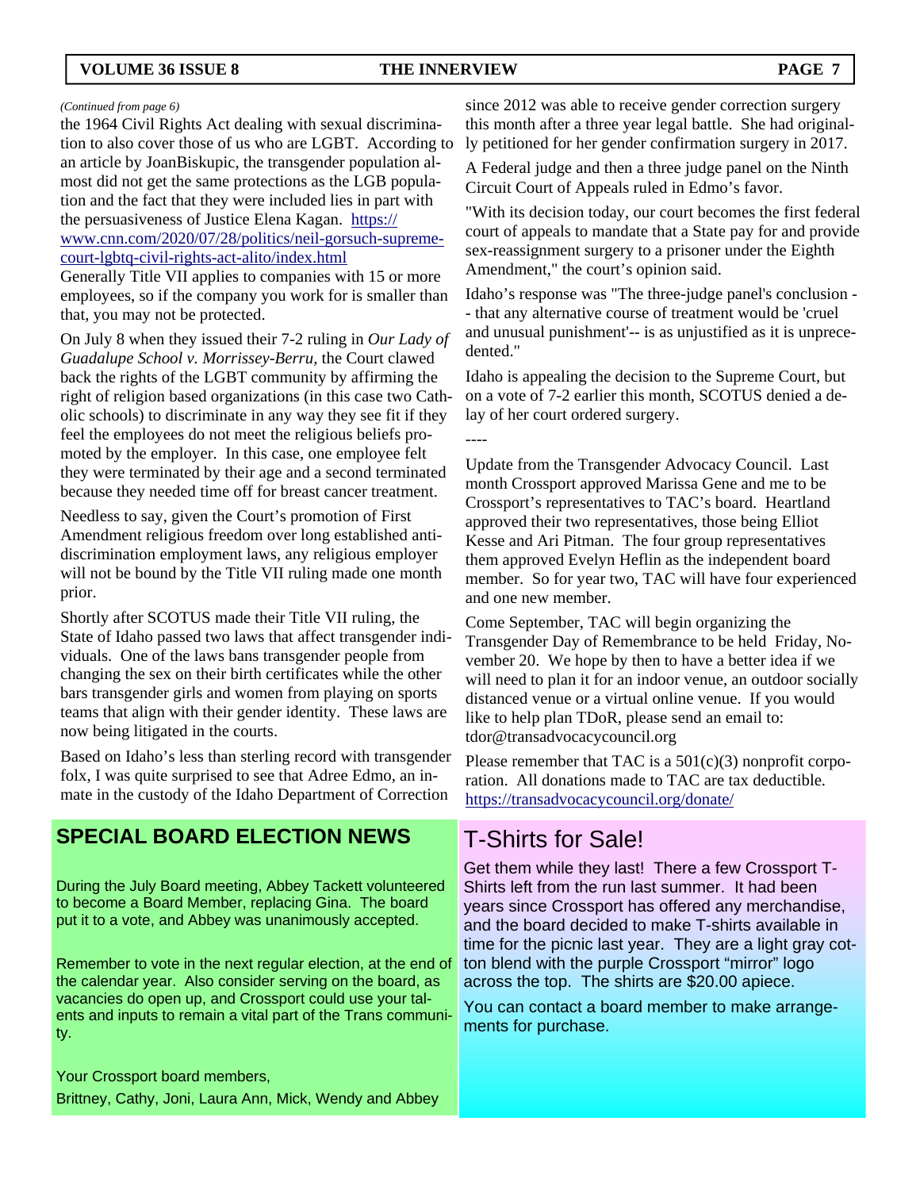*(Continued from page 6)*

the 1964 Civil Rights Act dealing with sexual discrimination to also cover those of us who are LGBT. According to an article by JoanBiskupic, the transgender population almost did not get the same protections as the LGB population and the fact that they were included lies in part with the persuasiveness of Justice Elena Kagan. https://www.cnn.com/2020/07/28/politics/neil-gorsuch-supreme-court-lgbtq-civil-rights-act-alito/index.html

Generally Title VII applies to companies with 15 or more employees, so if the company you work for is smaller than that, you may not be protected.

On July 8 when they issued their 7-2 ruling in *Our Lady of Guadalupe School v. Morrissey-Berru*, the Court clawed back the rights of the LGBT community by affirming the right of religion based organizations (in this case two Catholic schools) to discriminate in any way they see fit if they feel the employees do not meet the religious beliefs promoted by the employer. In this case, one employee felt they were terminated by their age and a second terminated because they needed time off for breast cancer treatment.

Needless to say, given the Court's promotion of First Amendment religious freedom over long established anti-discrimination employment laws, any religious employer will not be bound by the Title VII ruling made one month prior.

Shortly after SCOTUS made their Title VII ruling, the State of Idaho passed two laws that affect transgender individuals. One of the laws bans transgender people from changing the sex on their birth certificates while the other bars transgender girls and women from playing on sports teams that align with their gender identity. These laws are now being litigated in the courts.

Based on Idaho's less than sterling record with transgender folx, I was quite surprised to see that Adree Edmo, an inmate in the custody of the Idaho Department of Correction since 2012 was able to receive gender correction surgery this month after a three year legal battle. She had originally petitioned for her gender confirmation surgery in 2017.

A Federal judge and then a three judge panel on the Ninth Circuit Court of Appeals ruled in Edmo's favor.

"With its decision today, our court becomes the first federal court of appeals to mandate that a State pay for and provide sex-reassignment surgery to a prisoner under the Eighth Amendment," the court's opinion said.

Idaho's response was "The three-judge panel's conclusion -- that any alternative course of treatment would be 'cruel and unusual punishment'-- is as unjustified as it is unprecedented."

Idaho is appealing the decision to the Supreme Court, but on a vote of 7-2 earlier this month, SCOTUS denied a delay of her court ordered surgery.

----

Update from the Transgender Advocacy Council. Last month Crossport approved Marissa Gene and me to be Crossport's representatives to TAC's board. Heartland approved their two representatives, those being Elliot Kesse and Ari Pitman. The four group representatives them approved Evelyn Heflin as the independent board member. So for year two, TAC will have four experienced and one new member.

Come September, TAC will begin organizing the Transgender Day of Remembrance to be held Friday, November 20. We hope by then to have a better idea if we will need to plan it for an indoor venue, an outdoor socially distanced venue or a virtual online venue. If you would like to help plan TDoR, please send an email to: tdor@transadvocacycouncil.org

Please remember that TAC is a 501(c)(3) nonprofit corporation. All donations made to TAC are tax deductible. https://transadvocacycouncil.org/donate/

## SPECIAL BOARD ELECTION NEWS

During the July Board meeting, Abbey Tackett volunteered to become a Board Member, replacing Gina. The board put it to a vote, and Abbey was unanimously accepted.

Remember to vote in the next regular election, at the end of the calendar year. Also consider serving on the board, as vacancies do open up, and Crossport could use your talents and inputs to remain a vital part of the Trans community.

Your Crossport board members,
Brittney, Cathy, Joni, Laura Ann, Mick, Wendy and Abbey

## T-Shirts for Sale!

Get them while they last! There a few Crossport T-Shirts left from the run last summer. It had been years since Crossport has offered any merchandise, and the board decided to make T-shirts available in time for the picnic last year. They are a light gray cotton blend with the purple Crossport "mirror" logo across the top. The shirts are $20.00 apiece.

You can contact a board member to make arrangements for purchase.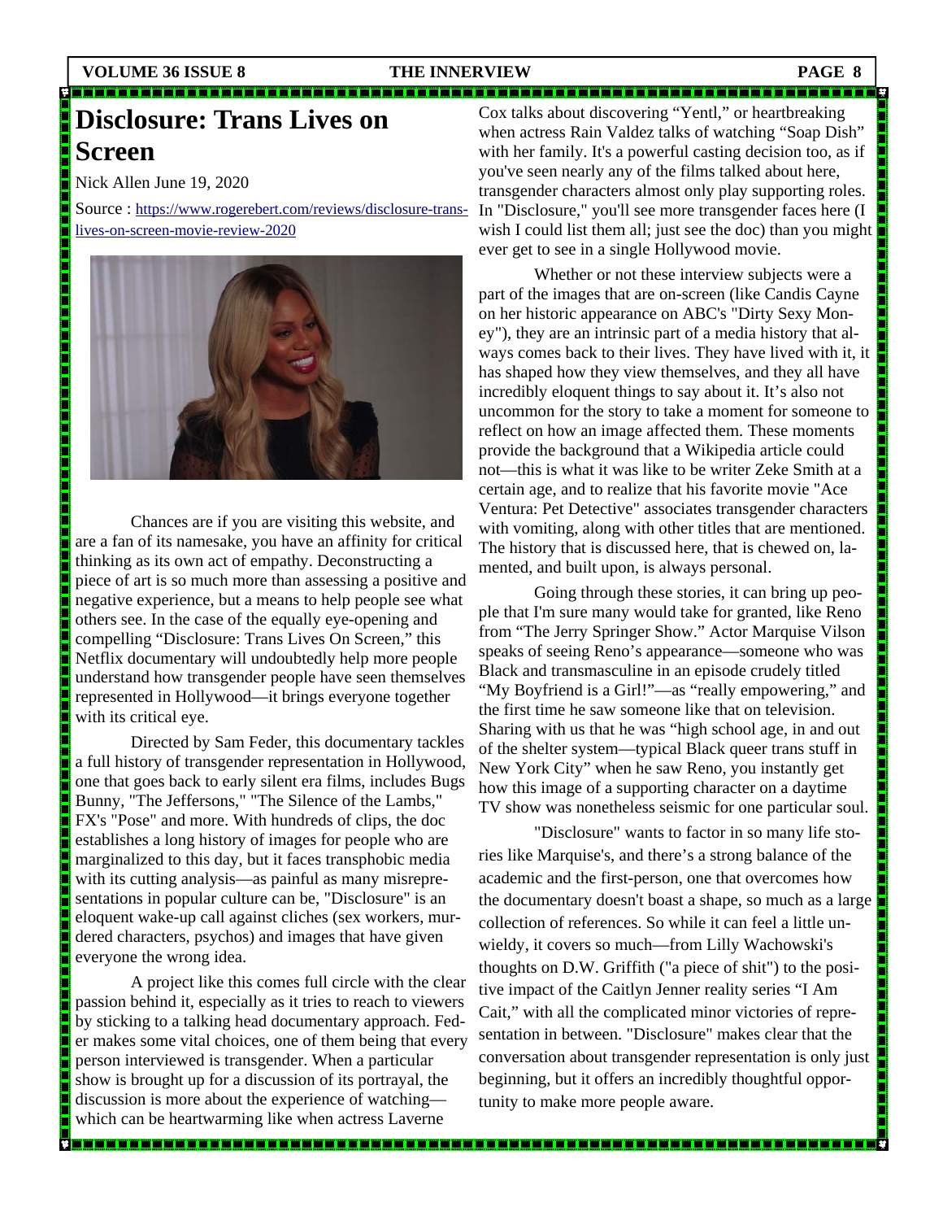# Disclosure: Trans Lives on Screen

Nick Allen June 19, 2020

Source : https://www.rogerebert.com/reviews/disclosure-trans-lives-on-screen-movie-review-2020

Chances are if you are visiting this website, and are a fan of its namesake, you have an affinity for critical thinking as its own act of empathy. Deconstructing a piece of art is so much more than assessing a positive and negative experience, but a means to help people see what others see. In the case of the equally eye-opening and compelling "Disclosure: Trans Lives On Screen," this Netflix documentary will undoubtedly help more people understand how transgender people have seen themselves represented in Hollywood—it brings everyone together with its critical eye.

Directed by Sam Feder, this documentary tackles a full history of transgender representation in Hollywood, one that goes back to early silent era films, includes Bugs Bunny, "The Jeffersons," "The Silence of the Lambs," FX's "Pose" and more. With hundreds of clips, the doc establishes a long history of images for people who are marginalized to this day, but it faces transphobic media with its cutting analysis—as painful as many misrepresentations in popular culture can be, "Disclosure" is an eloquent wake-up call against cliches (sex workers, murdered characters, psychos) and images that have given everyone the wrong idea.

A project like this comes full circle with the clear passion behind it, especially as it tries to reach to viewers by sticking to a talking head documentary approach. Feder makes some vital choices, one of them being that every person interviewed is transgender. When a particular show is brought up for a discussion of its portrayal, the discussion is more about the experience of watching—which can be heartwarming like when actress Laverne Cox talks about discovering "Yentl," or heartbreaking when actress Rain Valdez talks of watching "Soap Dish" with her family. It's a powerful casting decision too, as if you've seen nearly any of the films talked about here, transgender characters almost only play supporting roles. In "Disclosure," you'll see more transgender faces here (I wish I could list them all; just see the doc) than you might ever get to see in a single Hollywood movie.

Whether or not these interview subjects were a part of the images that are on-screen (like Candis Cayne on her historic appearance on ABC's "Dirty Sexy Money"), they are an intrinsic part of a media history that always comes back to their lives. They have lived with it, it has shaped how they view themselves, and they all have incredibly eloquent things to say about it. It's also not uncommon for the story to take a moment for someone to reflect on how an image affected them. These moments provide the background that a Wikipedia article could not—this is what it was like to be writer Zeke Smith at a certain age, and to realize that his favorite movie "Ace Ventura: Pet Detective" associates transgender characters with vomiting, along with other titles that are mentioned. The history that is discussed here, that is chewed on, lamented, and built upon, is always personal.

Going through these stories, it can bring up people that I'm sure many would take for granted, like Reno from "The Jerry Springer Show." Actor Marquise Vilson speaks of seeing Reno's appearance—someone who was Black and transmasculine in an episode crudely titled "My Boyfriend is a Girl!"—as "really empowering," and the first time he saw someone like that on television. Sharing with us that he was "high school age, in and out of the shelter system—typical Black queer trans stuff in New York City" when he saw Reno, you instantly get how this image of a supporting character on a daytime TV show was nonetheless seismic for one particular soul.

"Disclosure" wants to factor in so many life stories like Marquise's, and there's a strong balance of the academic and the first-person, one that overcomes how the documentary doesn't boast a shape, so much as a large collection of references. So while it can feel a little unwieldy, it covers so much—from Lilly Wachowski's thoughts on D.W. Griffith ("a piece of shit") to the positive impact of the Caitlyn Jenner reality series "I Am Cait," with all the complicated minor victories of representation in between. "Disclosure" makes clear that the conversation about transgender representation is only just beginning, but it offers an incredibly thoughtful opportunity to make more people aware.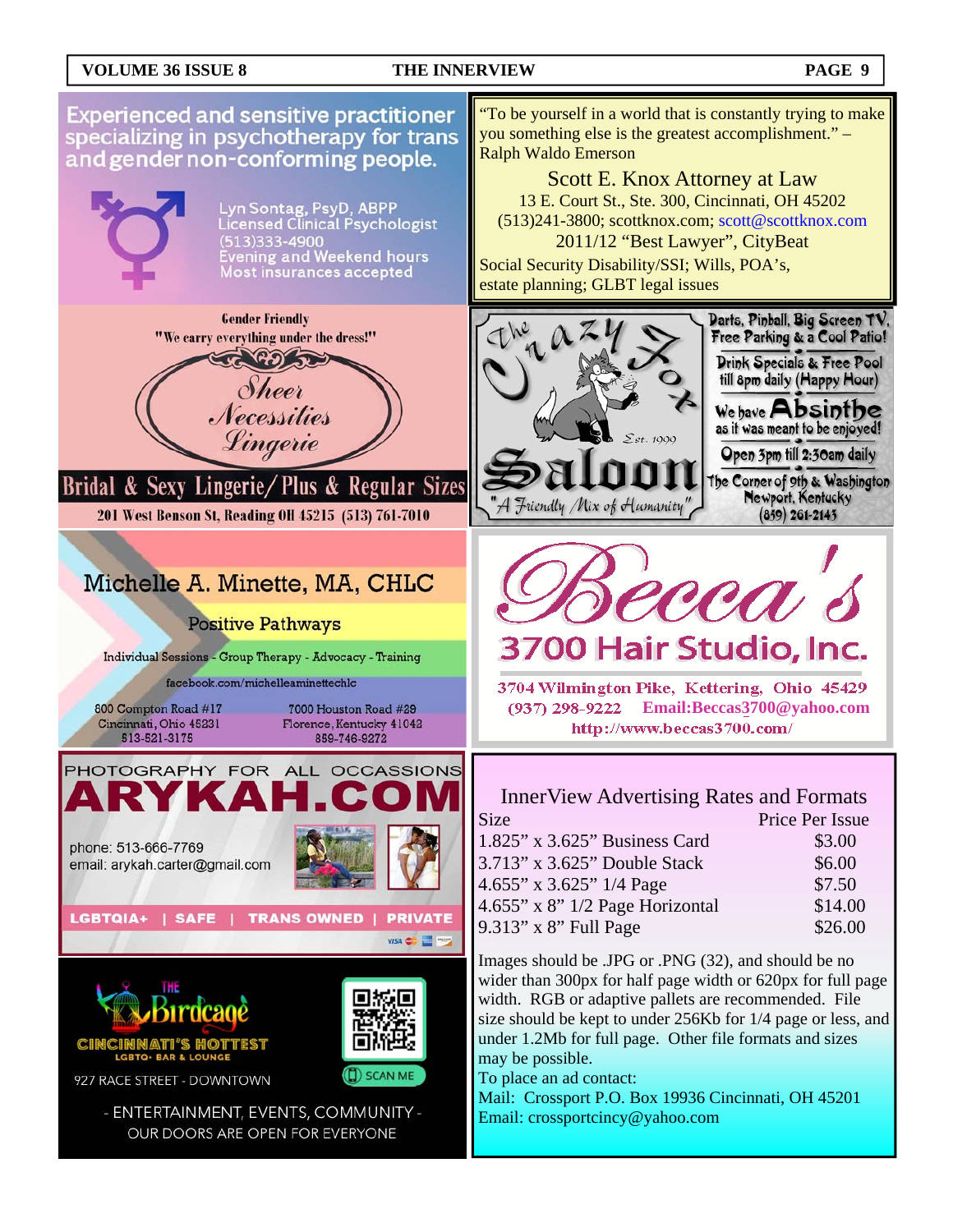Experienced and sensitive practitioner specializing in psychotherapy for trans and gender non-conforming people.

Lyn Sontag, PsyD, ABPP
Licensed Clinical Psychologist
(513)333-4900
Evening and Weekend hours
Most insurances accepted

---

"To be yourself in a world that is constantly trying to make you something else is the greatest accomplishment." – Ralph Waldo Emerson

**Scott E. Knox Attorney at Law**
13 E. Court St., Ste. 300, Cincinnati, OH 45202
(513)241-3800; scottknox.com; scott@scottknox.com
2011/12 "Best Lawyer", CityBeat
Social Security Disability/SSI; Wills, POA's, estate planning; GLBT legal issues

---

Gender Friendly
"We carry everything under the dress!"

**Sheer Necessities Lingerie**

Bridal & Sexy Lingerie/ Plus & Regular Sizes
201 West Benson St, Reading OH 45215 (513) 761-7010

---

**The Crazy Fox Saloon**
Est. 1999
"A Friendly Mix of Humanity"

Darts, Pinball, Big Screen TV, Free Parking & a Cool Patio!
Drink Specials & Free Pool till 8pm daily (Happy Hour)
We have Absinthe as it was meant to be enjoyed!
Open 3pm till 2:30am daily
The Corner of 9th & Washington
Newport, Kentucky
(859) 261-2143

---

**Michelle A. Minette, MA, CHLC**
Positive Pathways
Individual Sessions - Group Therapy - Advocacy - Training
facebook.com/michelleaminettechlc

800 Compton Road #17
Cincinnati, Ohio 45231
513-521-3175

7000 Houston Road #29
Florence, Kentucky 41042
859-746-9272

---

**Becca's 3700 Hair Studio, Inc.**
3704 Wilmington Pike, Kettering, Ohio 45429
(937) 298-9222 Email:Beccas3700@yahoo.com
http://www.beccas3700.com/

---

PHOTOGRAPHY FOR ALL OCCASIONS
**ARYKAH.COM**
phone: 513-666-7769
email: arykah.carter@gmail.com
LGBTQIA+ | SAFE | TRANS OWNED | PRIVATE

---

**InnerView Advertising Rates and Formats**

| Size | Price Per Issue |
|---|---|
| 1.825" x 3.625" Business Card | $3.00 |
| 3.713" x 3.625" Double Stack | $6.00 |
| 4.655" x 3.625" 1/4 Page | $7.50 |
| 4.655" x 8" 1/2 Page Horizontal | $14.00 |
| 9.313" x 8" Full Page | $26.00 |

Images should be .JPG or .PNG (32), and should be no wider than 300px for half page width or 620px for full page width. RGB or adaptive pallets are recommended. File size should be kept to under 256Kb for 1/4 page or less, and under 1.2Mb for full page. Other file formats and sizes may be possible.
To place an ad contact:
Mail: Crossport P.O. Box 19936 Cincinnati, OH 45201
Email: crossportcincy@yahoo.com

---

**The Birdcage**
CINCINNATI'S HOTTEST
LGBTQ+ BAR & LOUNGE
927 RACE STREET - DOWNTOWN
SCAN ME
- ENTERTAINMENT, EVENTS, COMMUNITY -
OUR DOORS ARE OPEN FOR EVERYONE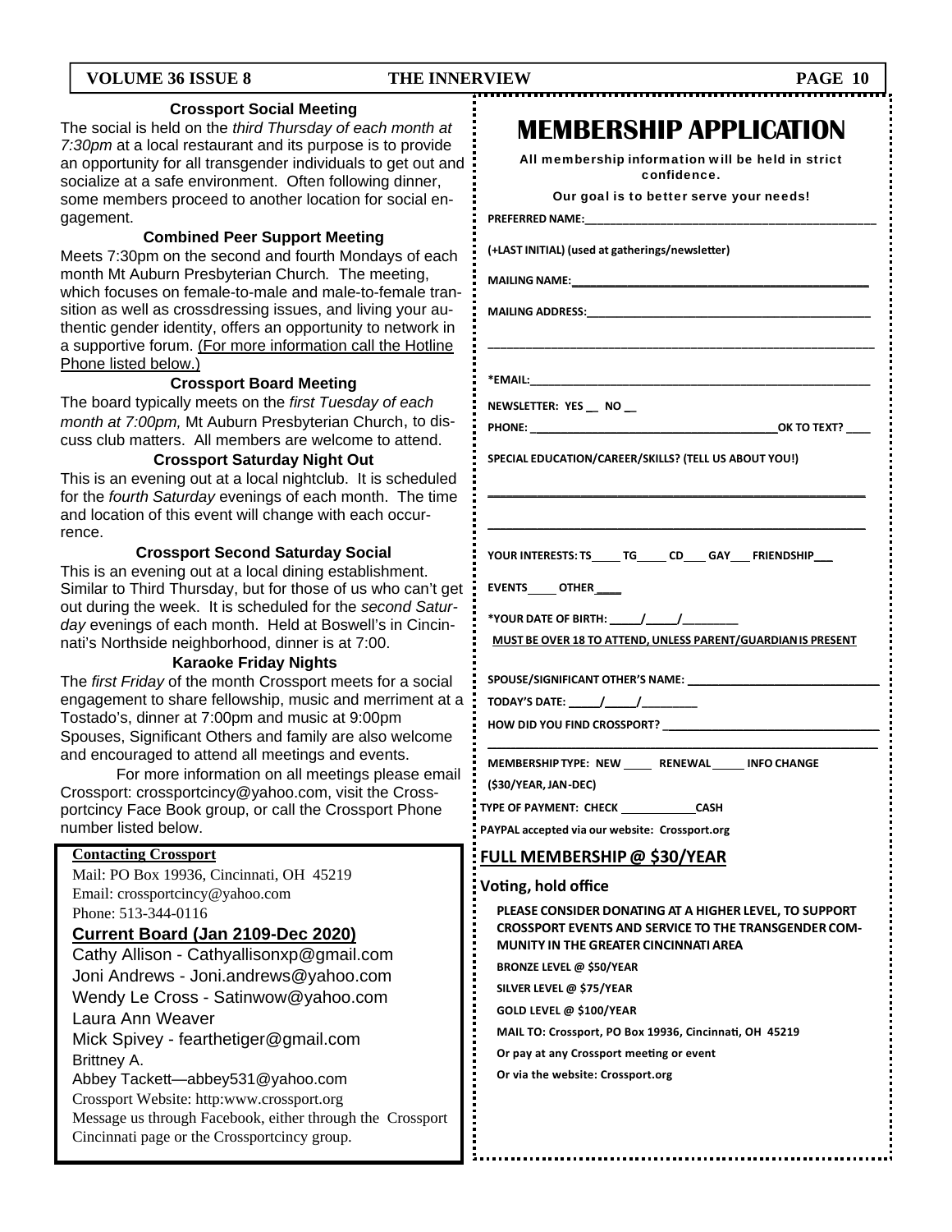### Crossport Social Meeting

The social is held on the *third Thursday of each month at 7:30pm* at a local restaurant and its purpose is to provide an opportunity for all transgender individuals to get out and socialize at a safe environment. Often following dinner, some members proceed to another location for social engagement.

### Combined Peer Support Meeting

Meets 7:30pm on the second and fourth Mondays of each month Mt Auburn Presbyterian Church*.* The meeting, which focuses on female-to-male and male-to-female transition as well as crossdressing issues, and living your authentic gender identity, offers an opportunity to network in a supportive forum. (For more information call the Hotline Phone listed below.)

### Crossport Board Meeting

The board typically meets on the *first Tuesday of each month at 7:00pm,* Mt Auburn Presbyterian Church, to discuss club matters. All members are welcome to attend.

### Crossport Saturday Night Out

This is an evening out at a local nightclub. It is scheduled for the *fourth Saturday* evenings of each month. The time and location of this event will change with each occurrence.

### Crossport Second Saturday Social

This is an evening out at a local dining establishment. Similar to Third Thursday, but for those of us who can't get out during the week. It is scheduled for the *second Saturday* evenings of each month. Held at Boswell's in Cincinnati's Northside neighborhood, dinner is at 7:00.

### Karaoke Friday Nights

The *first Friday* of the month Crossport meets for a social engagement to share fellowship, music and merriment at a Tostado's, dinner at 7:00pm and music at 9:00pm Spouses, Significant Others and family are also welcome and encouraged to attend all meetings and events.

For more information on all meetings please email Crossport: crossportcincy@yahoo.com, visit the Crossportcincy Face Book group, or call the Crossport Phone number listed below.

**Contacting Crossport**

Mail: PO Box 19936, Cincinnati, OH 45219
Email: crossportcincy@yahoo.com
Phone: 513-344-0116

**Current Board (Jan 2109-Dec 2020)**

Cathy Allison - Cathyallisonxp@gmail.com
Joni Andrews - Joni.andrews@yahoo.com
Wendy Le Cross - Satinwow@yahoo.com
Laura Ann Weaver
Mick Spivey - fearthetiger@gmail.com
Brittney A.
Abbey Tackett—abbey531@yahoo.com
Crossport Website: http:www.crossport.org
Message us through Facebook, either through the Crossport Cincinnati page or the Crossportcincy group.

# MEMBERSHIP APPLICATION

**All membership information will be held in strict confidence.**

**Our goal is to better serve your needs!**

PREFERRED NAME:______________________________________

(+LAST INITIAL) (used at gatherings/newsletter)

MAILING NAME:______________________________________

MAILING ADDRESS:______________________________________

______________________________________________________

*EMAIL:______________________________________________

NEWSLETTER: YES __ NO __

PHONE: ________________________________OK TO TEXT? ____

SPECIAL EDUCATION/CAREER/SKILLS? (TELL US ABOUT YOU!)

______________________________________________________

______________________________________________________

YOUR INTERESTS: TS____ TG____ CD___ GAY___ FRIENDSHIP___

EVENTS____ OTHER____

*YOUR DATE OF BIRTH: ____/____/________

MUST BE OVER 18 TO ATTEND, UNLESS PARENT/GUARDIAN IS PRESENT

SPOUSE/SIGNIFICANT OTHER'S NAME: ________________________

TODAY'S DATE: ____/____/________

HOW DID YOU FIND CROSSPORT? ____________________________

______________________________________________________

MEMBERSHIP TYPE: NEW ____ RENEWAL ____ INFO CHANGE

($30/YEAR, JAN-DEC)

TYPE OF PAYMENT: CHECK __________CASH

PAYPAL accepted via our website: Crossport.org

## FULL MEMBERSHIP @ $30/YEAR

**Voting, hold office**

**PLEASE CONSIDER DONATING AT A HIGHER LEVEL, TO SUPPORT CROSSPORT EVENTS AND SERVICE TO THE TRANSGENDER COMMUNITY IN THE GREATER CINCINNATI AREA**

BRONZE LEVEL @ $50/YEAR

SILVER LEVEL @ $75/YEAR

GOLD LEVEL @ $100/YEAR

MAIL TO: Crossport, PO Box 19936, Cincinnati, OH 45219

Or pay at any Crossport meeting or event

Or via the website: Crossport.org